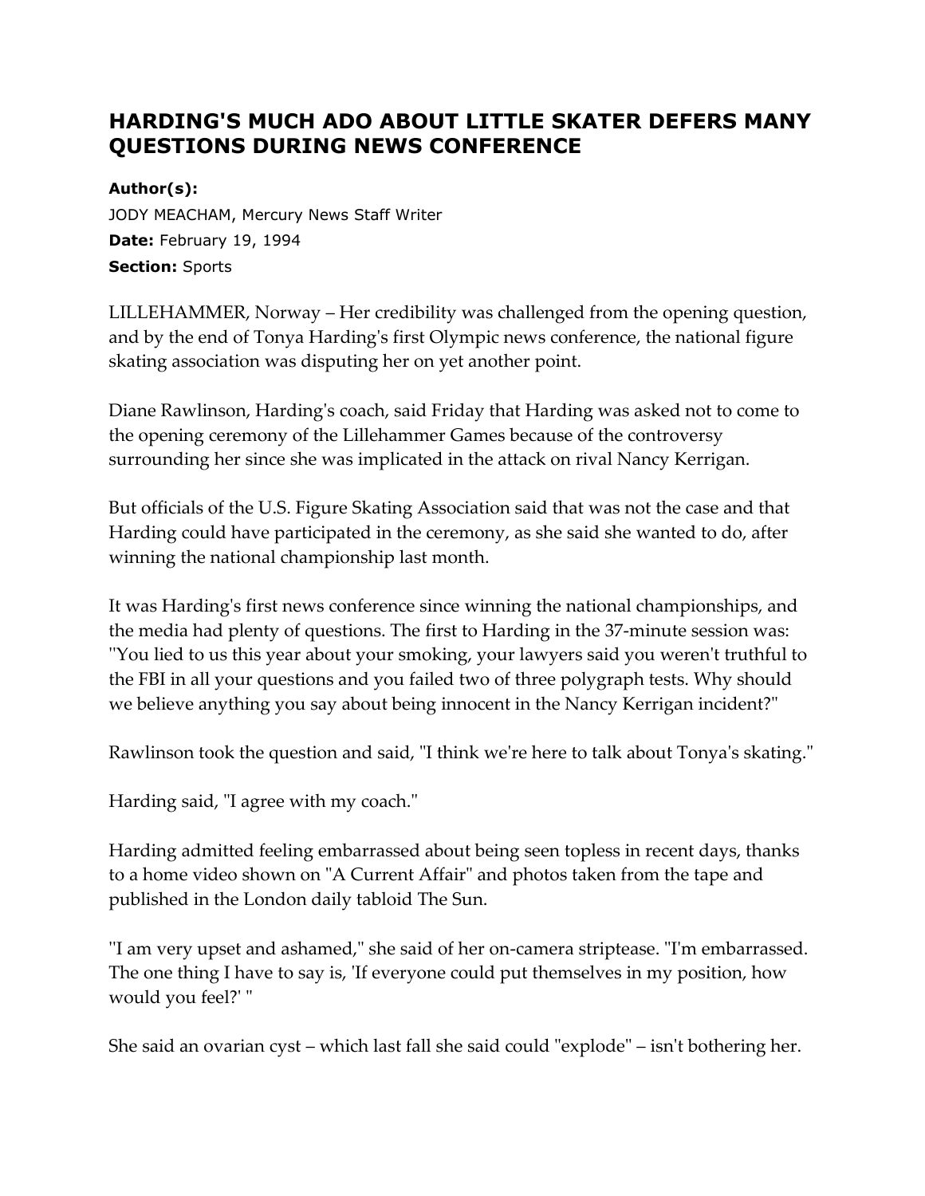# HARDING'S MUCH ADO ABOUT LITTLE SKATER DEFERS MANY QUESTIONS DURING NEWS CONFERENCE

**Author(s):**
JODY MEACHAM, Mercury News Staff Writer
**Date:** February 19, 1994
**Section:** Sports

LILLEHAMMER, Norway – Her credibility was challenged from the opening question, and by the end of Tonya Harding's first Olympic news conference, the national figure skating association was disputing her on yet another point.

Diane Rawlinson, Harding's coach, said Friday that Harding was asked not to come to the opening ceremony of the Lillehammer Games because of the controversy surrounding her since she was implicated in the attack on rival Nancy Kerrigan.

But officials of the U.S. Figure Skating Association said that was not the case and that Harding could have participated in the ceremony, as she said she wanted to do, after winning the national championship last month.

It was Harding's first news conference since winning the national championships, and the media had plenty of questions. The first to Harding in the 37-minute session was: "You lied to us this year about your smoking, your lawyers said you weren't truthful to the FBI in all your questions and you failed two of three polygraph tests. Why should we believe anything you say about being innocent in the Nancy Kerrigan incident?"

Rawlinson took the question and said, "I think we're here to talk about Tonya's skating."

Harding said, "I agree with my coach."

Harding admitted feeling embarrassed about being seen topless in recent days, thanks to a home video shown on "A Current Affair" and photos taken from the tape and published in the London daily tabloid The Sun.

"I am very upset and ashamed," she said of her on-camera striptease. "I'm embarrassed. The one thing I have to say is, 'If everyone could put themselves in my position, how would you feel?' "

She said an ovarian cyst – which last fall she said could "explode" – isn't bothering her.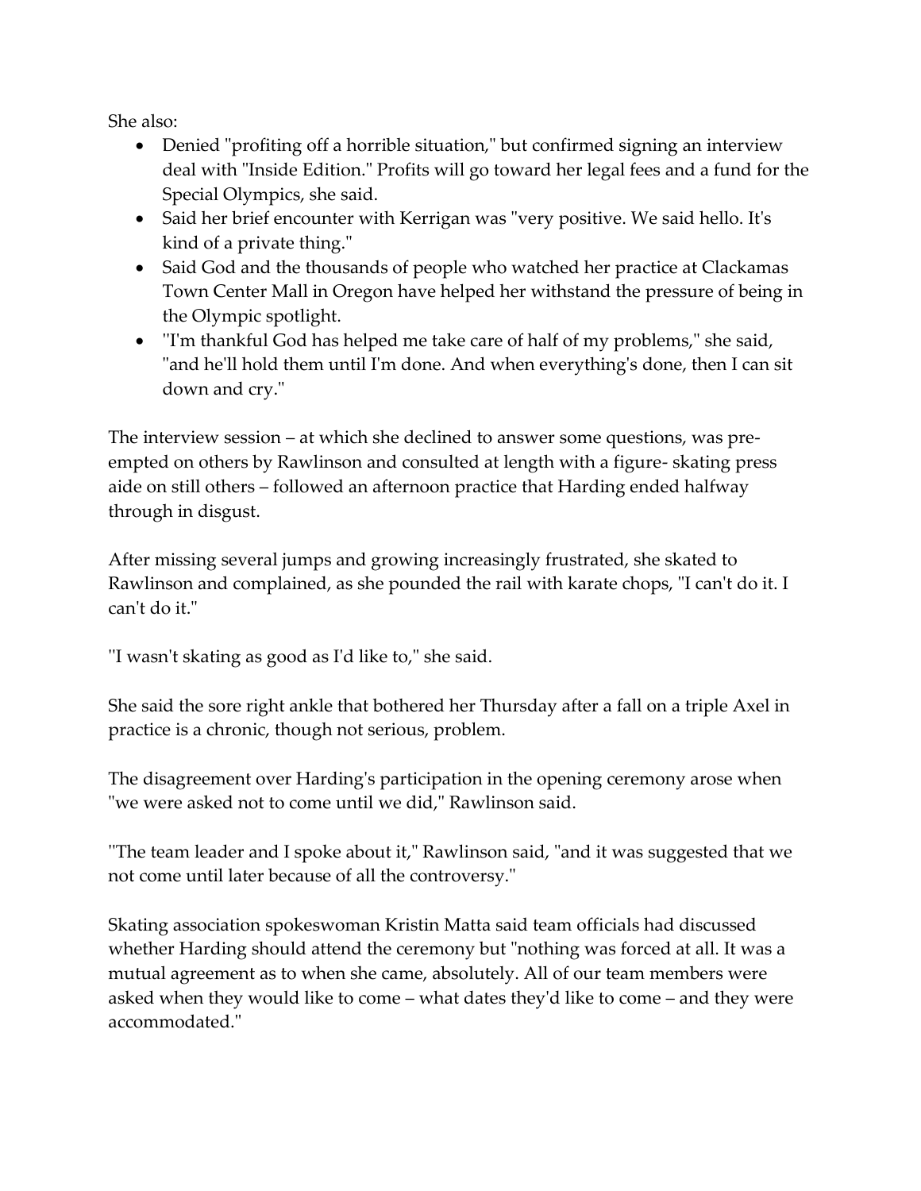She also:

- Denied "profiting off a horrible situation," but confirmed signing an interview deal with "Inside Edition." Profits will go toward her legal fees and a fund for the Special Olympics, she said.
- Said her brief encounter with Kerrigan was "very positive. We said hello. It's kind of a private thing."
- Said God and the thousands of people who watched her practice at Clackamas Town Center Mall in Oregon have helped her withstand the pressure of being in the Olympic spotlight.
- "I'm thankful God has helped me take care of half of my problems," she said, "and he'll hold them until I'm done. And when everything's done, then I can sit down and cry."

The interview session – at which she declined to answer some questions, was pre-empted on others by Rawlinson and consulted at length with a figure- skating press aide on still others – followed an afternoon practice that Harding ended halfway through in disgust.

After missing several jumps and growing increasingly frustrated, she skated to Rawlinson and complained, as she pounded the rail with karate chops, "I can't do it. I can't do it."

"I wasn't skating as good as I'd like to," she said.

She said the sore right ankle that bothered her Thursday after a fall on a triple Axel in practice is a chronic, though not serious, problem.

The disagreement over Harding's participation in the opening ceremony arose when "we were asked not to come until we did," Rawlinson said.

"The team leader and I spoke about it," Rawlinson said, "and it was suggested that we not come until later because of all the controversy."

Skating association spokeswoman Kristin Matta said team officials had discussed whether Harding should attend the ceremony but "nothing was forced at all. It was a mutual agreement as to when she came, absolutely. All of our team members were asked when they would like to come – what dates they'd like to come – and they were accommodated."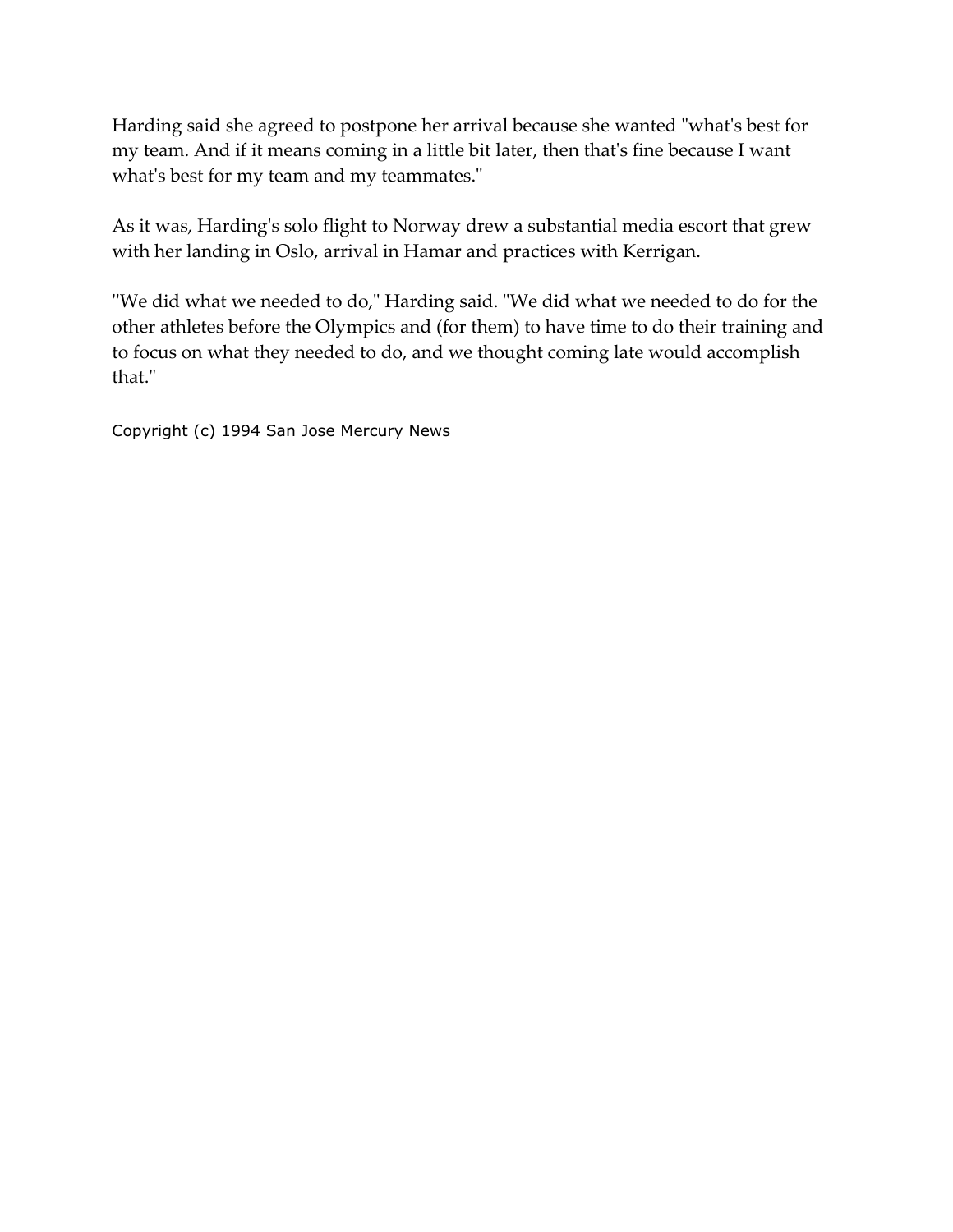Harding said she agreed to postpone her arrival because she wanted "what's best for my team. And if it means coming in a little bit later, then that's fine because I want what's best for my team and my teammates."

As it was, Harding's solo flight to Norway drew a substantial media escort that grew with her landing in Oslo, arrival in Hamar and practices with Kerrigan.

''We did what we needed to do," Harding said. "We did what we needed to do for the other athletes before the Olympics and (for them) to have time to do their training and to focus on what they needed to do, and we thought coming late would accomplish that."

Copyright (c) 1994 San Jose Mercury News